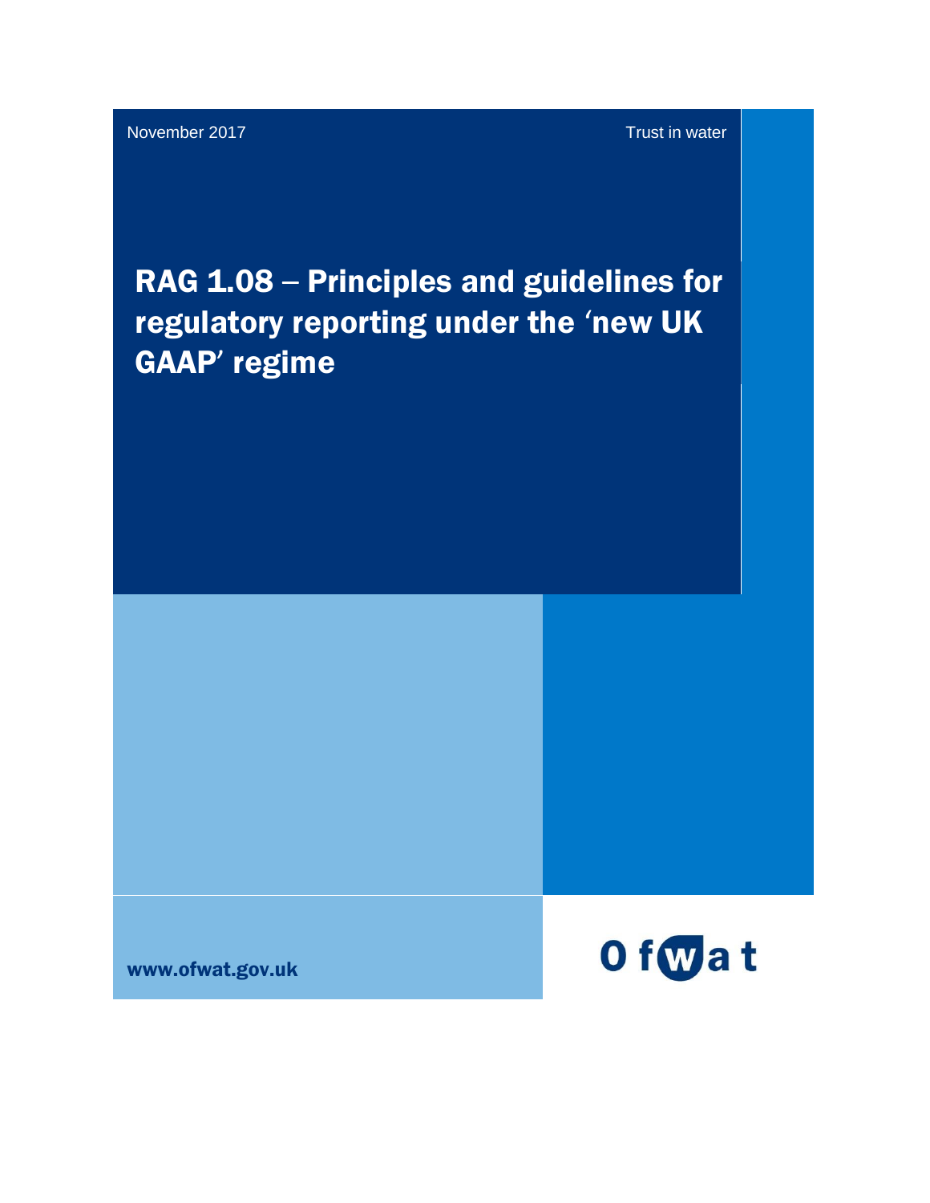November 2017

Trust in water

# RAG 1.08 – Principles and guidelines for regulatory reporting under the 'new UK GAAP' regime

www.ofwat.gov.uk

Ofwat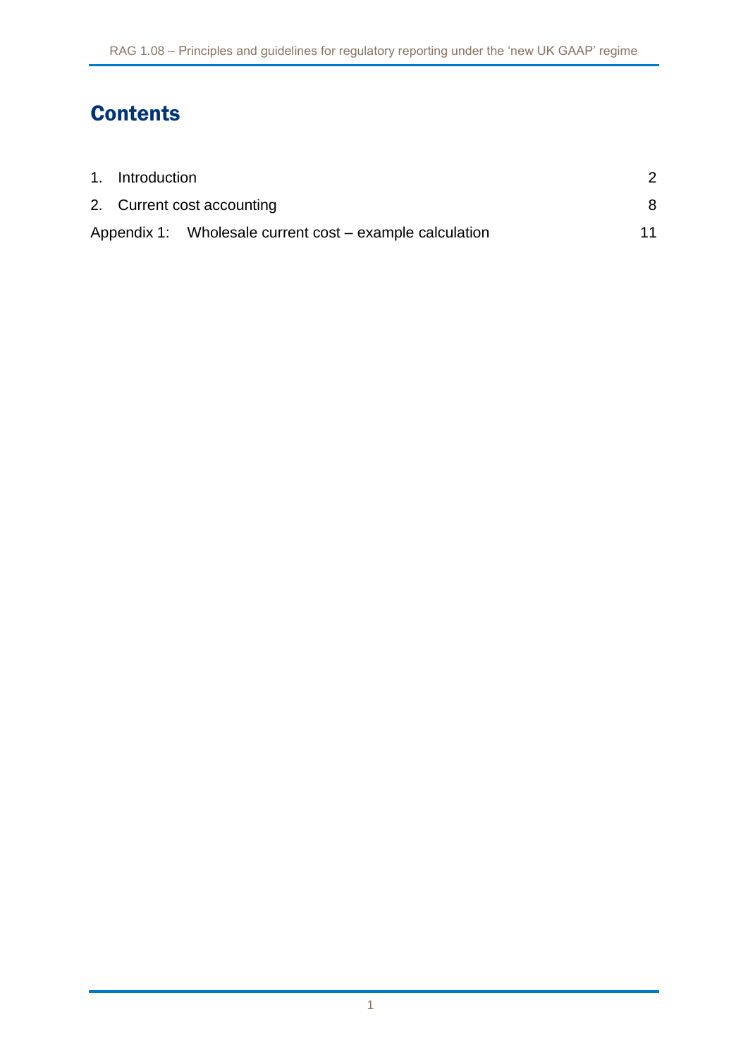# Contents

| | |
|---|---|
| 1. Introduction | 2 |
| 2. Current cost accounting | 8 |
| Appendix 1: Wholesale current cost – example calculation | 11 |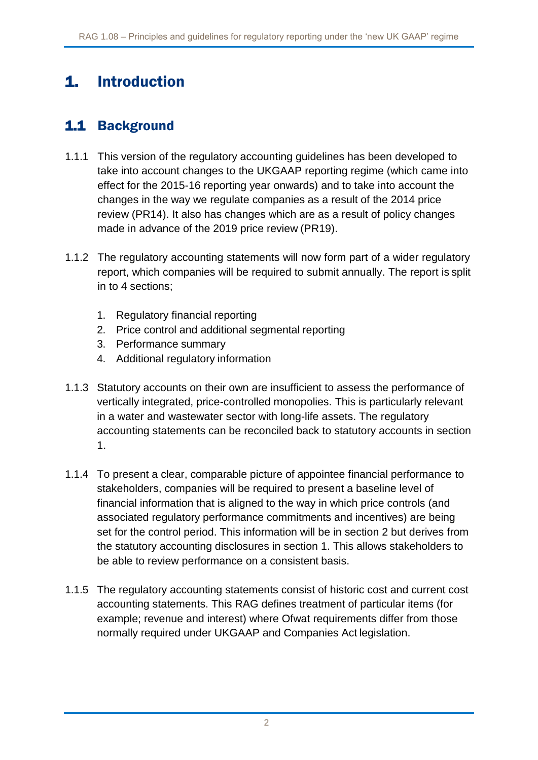# 1. Introduction

## 1.1 Background

1.1.1 This version of the regulatory accounting guidelines has been developed to take into account changes to the UKGAAP reporting regime (which came into effect for the 2015-16 reporting year onwards) and to take into account the changes in the way we regulate companies as a result of the 2014 price review (PR14). It also has changes which are as a result of policy changes made in advance of the 2019 price review (PR19).

1.1.2 The regulatory accounting statements will now form part of a wider regulatory report, which companies will be required to submit annually. The report is split in to 4 sections;

1. Regulatory financial reporting
2. Price control and additional segmental reporting
3. Performance summary
4. Additional regulatory information

1.1.3 Statutory accounts on their own are insufficient to assess the performance of vertically integrated, price-controlled monopolies. This is particularly relevant in a water and wastewater sector with long-life assets. The regulatory accounting statements can be reconciled back to statutory accounts in section 1.

1.1.4 To present a clear, comparable picture of appointee financial performance to stakeholders, companies will be required to present a baseline level of financial information that is aligned to the way in which price controls (and associated regulatory performance commitments and incentives) are being set for the control period. This information will be in section 2 but derives from the statutory accounting disclosures in section 1. This allows stakeholders to be able to review performance on a consistent basis.

1.1.5 The regulatory accounting statements consist of historic cost and current cost accounting statements. This RAG defines treatment of particular items (for example; revenue and interest) where Ofwat requirements differ from those normally required under UKGAAP and Companies Act legislation.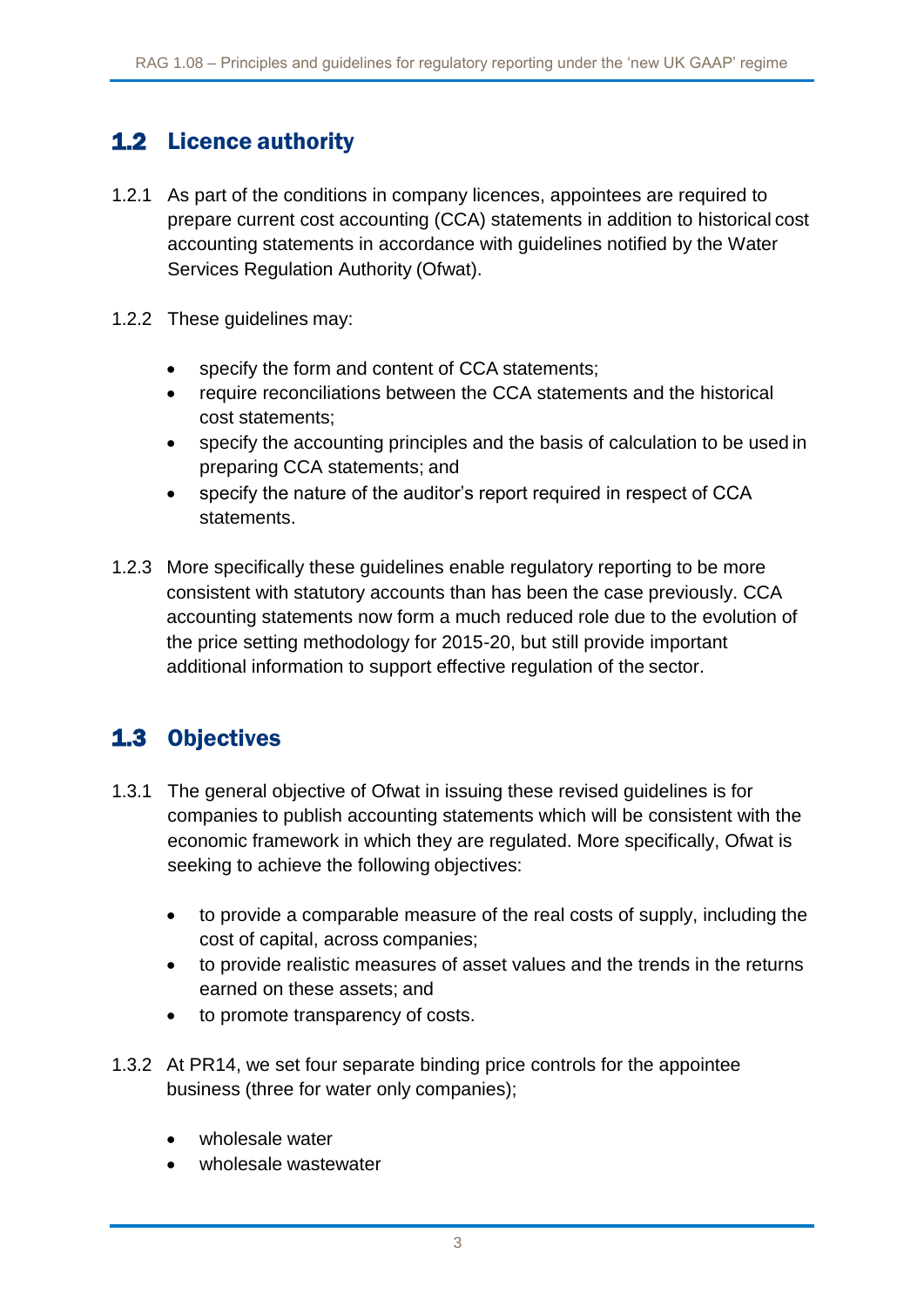## 1.2 Licence authority

1.2.1 As part of the conditions in company licences, appointees are required to prepare current cost accounting (CCA) statements in addition to historical cost accounting statements in accordance with guidelines notified by the Water Services Regulation Authority (Ofwat).

1.2.2 These guidelines may:

- specify the form and content of CCA statements;
- require reconciliations between the CCA statements and the historical cost statements;
- specify the accounting principles and the basis of calculation to be used in preparing CCA statements; and
- specify the nature of the auditor's report required in respect of CCA statements.

1.2.3 More specifically these guidelines enable regulatory reporting to be more consistent with statutory accounts than has been the case previously. CCA accounting statements now form a much reduced role due to the evolution of the price setting methodology for 2015-20, but still provide important additional information to support effective regulation of the sector.

## 1.3 Objectives

1.3.1 The general objective of Ofwat in issuing these revised guidelines is for companies to publish accounting statements which will be consistent with the economic framework in which they are regulated. More specifically, Ofwat is seeking to achieve the following objectives:

- to provide a comparable measure of the real costs of supply, including the cost of capital, across companies;
- to provide realistic measures of asset values and the trends in the returns earned on these assets; and
- to promote transparency of costs.

1.3.2 At PR14, we set four separate binding price controls for the appointee business (three for water only companies);

- wholesale water
- wholesale wastewater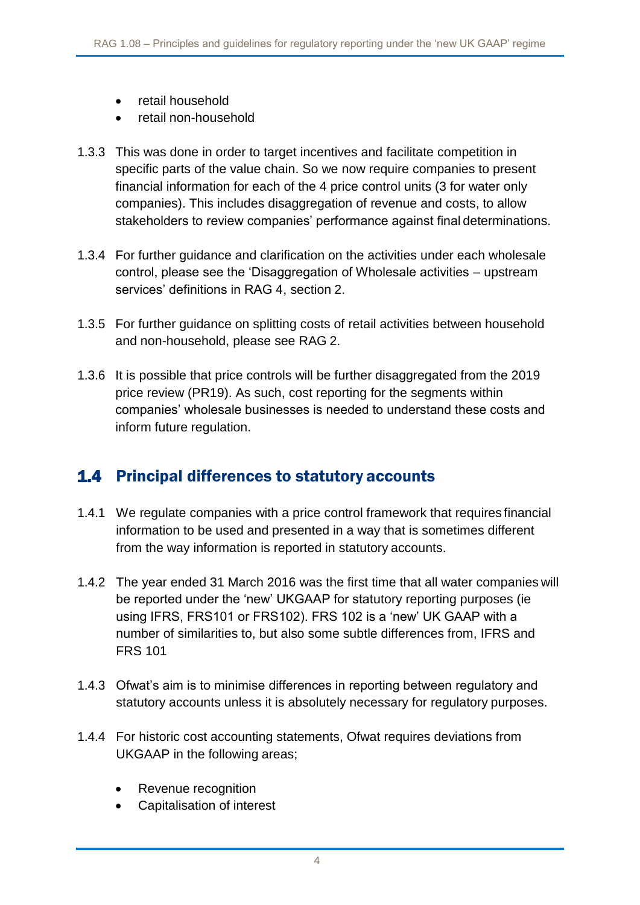- retail household
- retail non-household

1.3.3 This was done in order to target incentives and facilitate competition in specific parts of the value chain. So we now require companies to present financial information for each of the 4 price control units (3 for water only companies). This includes disaggregation of revenue and costs, to allow stakeholders to review companies' performance against final determinations.

1.3.4 For further guidance and clarification on the activities under each wholesale control, please see the 'Disaggregation of Wholesale activities – upstream services' definitions in RAG 4, section 2.

1.3.5 For further guidance on splitting costs of retail activities between household and non-household, please see RAG 2.

1.3.6 It is possible that price controls will be further disaggregated from the 2019 price review (PR19). As such, cost reporting for the segments within companies' wholesale businesses is needed to understand these costs and inform future regulation.

## 1.4 Principal differences to statutory accounts

1.4.1 We regulate companies with a price control framework that requires financial information to be used and presented in a way that is sometimes different from the way information is reported in statutory accounts.

1.4.2 The year ended 31 March 2016 was the first time that all water companies will be reported under the 'new' UKGAAP for statutory reporting purposes (ie using IFRS, FRS101 or FRS102). FRS 102 is a 'new' UK GAAP with a number of similarities to, but also some subtle differences from, IFRS and FRS 101

1.4.3 Ofwat's aim is to minimise differences in reporting between regulatory and statutory accounts unless it is absolutely necessary for regulatory purposes.

1.4.4 For historic cost accounting statements, Ofwat requires deviations from UKGAAP in the following areas;

- Revenue recognition
- Capitalisation of interest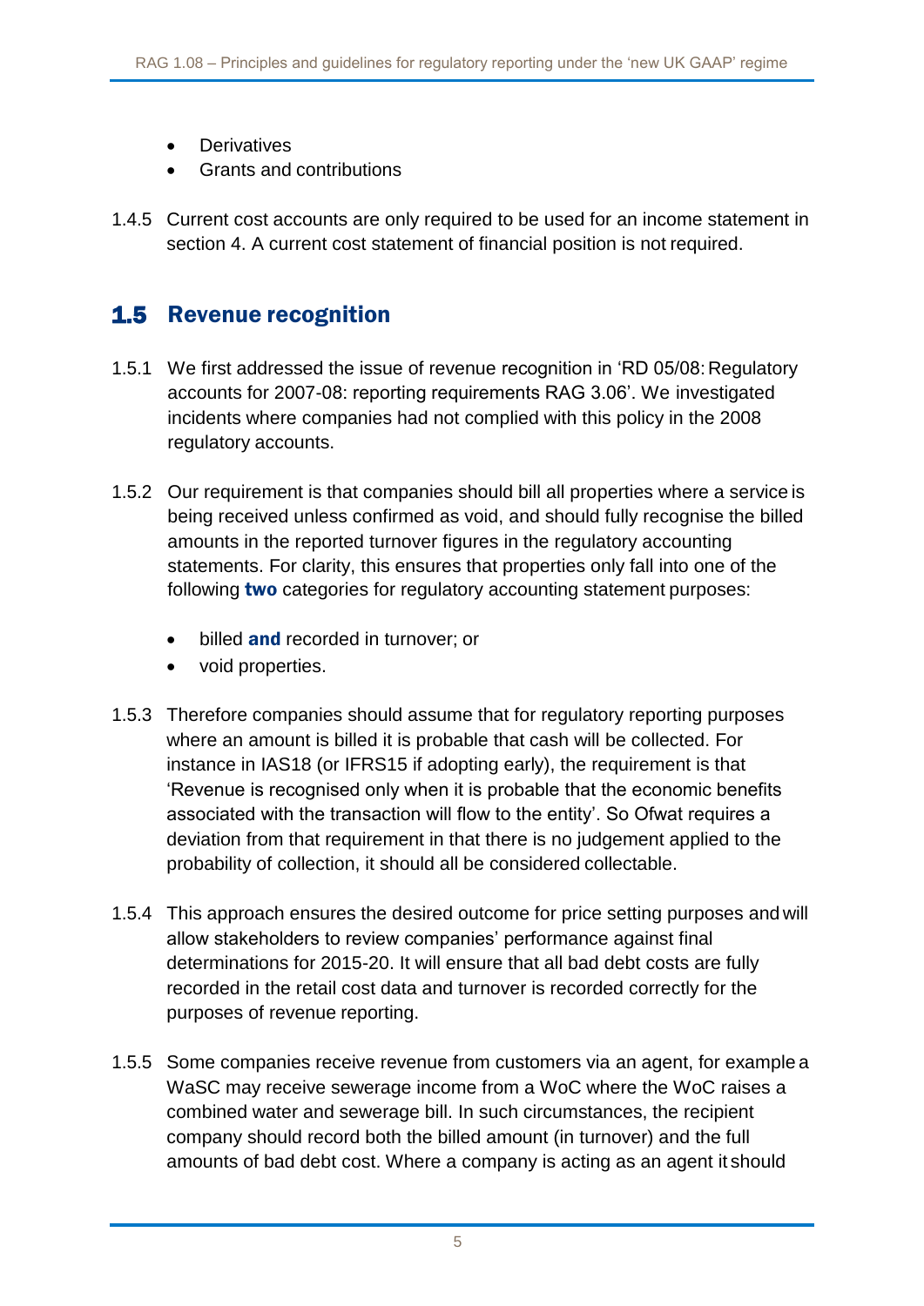- Derivatives
- Grants and contributions

1.4.5 Current cost accounts are only required to be used for an income statement in section 4. A current cost statement of financial position is not required.

## 1.5 Revenue recognition

1.5.1 We first addressed the issue of revenue recognition in 'RD 05/08: Regulatory accounts for 2007-08: reporting requirements RAG 3.06'. We investigated incidents where companies had not complied with this policy in the 2008 regulatory accounts.

1.5.2 Our requirement is that companies should bill all properties where a service is being received unless confirmed as void, and should fully recognise the billed amounts in the reported turnover figures in the regulatory accounting statements. For clarity, this ensures that properties only fall into one of the following **two** categories for regulatory accounting statement purposes:

- billed **and** recorded in turnover; or
- void properties.

1.5.3 Therefore companies should assume that for regulatory reporting purposes where an amount is billed it is probable that cash will be collected. For instance in IAS18 (or IFRS15 if adopting early), the requirement is that 'Revenue is recognised only when it is probable that the economic benefits associated with the transaction will flow to the entity'. So Ofwat requires a deviation from that requirement in that there is no judgement applied to the probability of collection, it should all be considered collectable.

1.5.4 This approach ensures the desired outcome for price setting purposes and will allow stakeholders to review companies' performance against final determinations for 2015-20. It will ensure that all bad debt costs are fully recorded in the retail cost data and turnover is recorded correctly for the purposes of revenue reporting.

1.5.5 Some companies receive revenue from customers via an agent, for example a WaSC may receive sewerage income from a WoC where the WoC raises a combined water and sewerage bill. In such circumstances, the recipient company should record both the billed amount (in turnover) and the full amounts of bad debt cost. Where a company is acting as an agent it should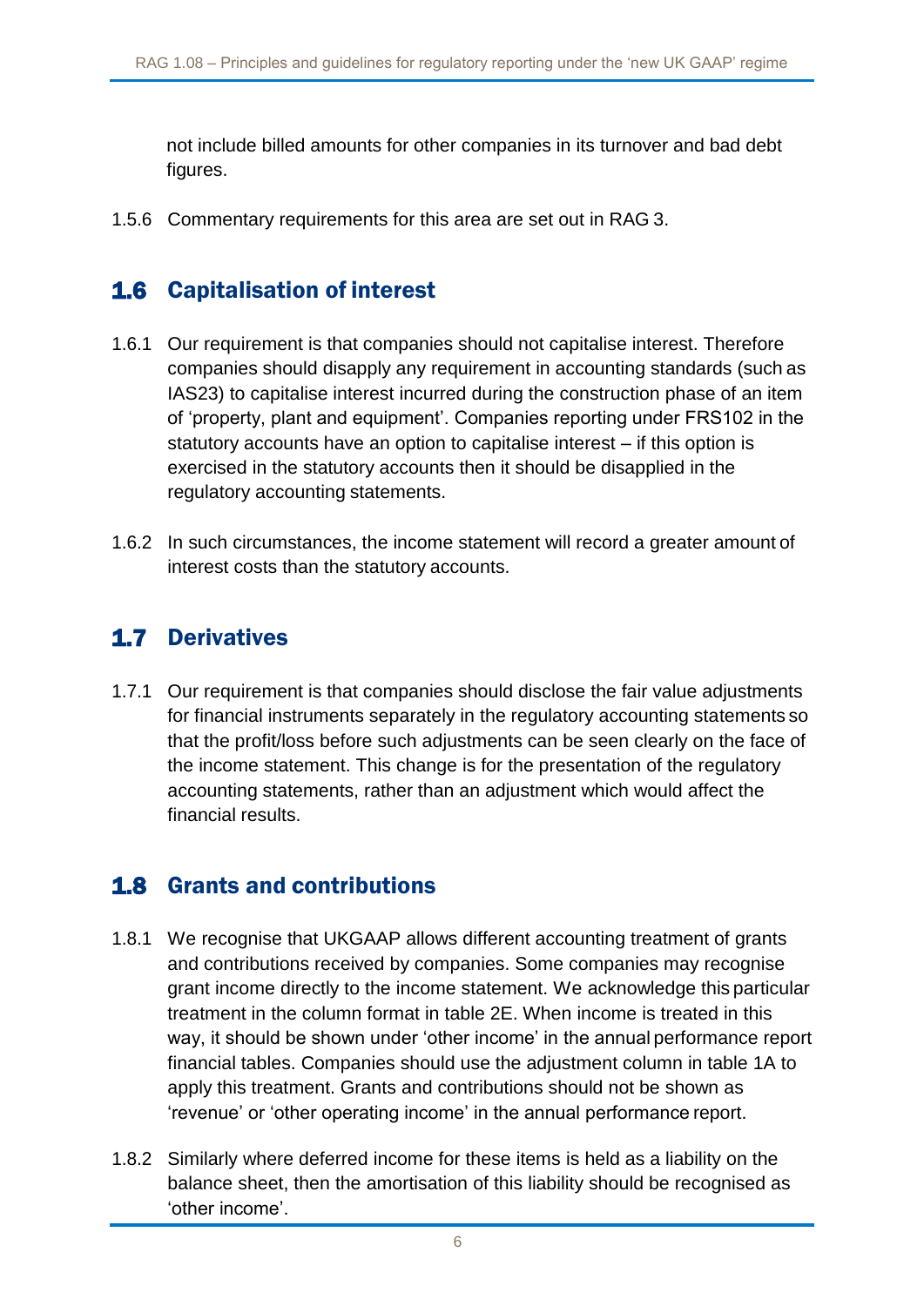not include billed amounts for other companies in its turnover and bad debt figures.

1.5.6 Commentary requirements for this area are set out in RAG 3.

## 1.6 Capitalisation of interest

1.6.1 Our requirement is that companies should not capitalise interest. Therefore companies should disapply any requirement in accounting standards (such as IAS23) to capitalise interest incurred during the construction phase of an item of 'property, plant and equipment'. Companies reporting under FRS102 in the statutory accounts have an option to capitalise interest – if this option is exercised in the statutory accounts then it should be disapplied in the regulatory accounting statements.

1.6.2 In such circumstances, the income statement will record a greater amount of interest costs than the statutory accounts.

## 1.7 Derivatives

1.7.1 Our requirement is that companies should disclose the fair value adjustments for financial instruments separately in the regulatory accounting statements so that the profit/loss before such adjustments can be seen clearly on the face of the income statement. This change is for the presentation of the regulatory accounting statements, rather than an adjustment which would affect the financial results.

## 1.8 Grants and contributions

1.8.1 We recognise that UKGAAP allows different accounting treatment of grants and contributions received by companies. Some companies may recognise grant income directly to the income statement. We acknowledge this particular treatment in the column format in table 2E. When income is treated in this way, it should be shown under 'other income' in the annual performance report financial tables. Companies should use the adjustment column in table 1A to apply this treatment. Grants and contributions should not be shown as 'revenue' or 'other operating income' in the annual performance report.

1.8.2 Similarly where deferred income for these items is held as a liability on the balance sheet, then the amortisation of this liability should be recognised as 'other income'.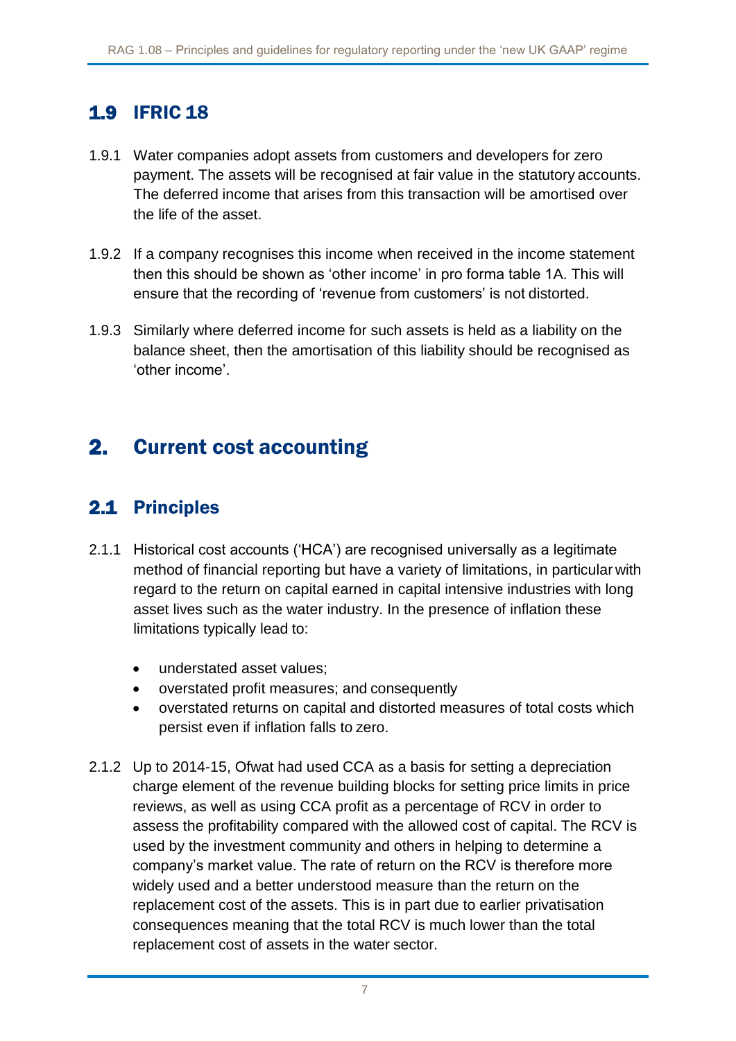## 1.9 IFRIC 18

1.9.1 Water companies adopt assets from customers and developers for zero payment. The assets will be recognised at fair value in the statutory accounts. The deferred income that arises from this transaction will be amortised over the life of the asset.

1.9.2 If a company recognises this income when received in the income statement then this should be shown as 'other income' in pro forma table 1A. This will ensure that the recording of 'revenue from customers' is not distorted.

1.9.3 Similarly where deferred income for such assets is held as a liability on the balance sheet, then the amortisation of this liability should be recognised as 'other income'.

# 2. Current cost accounting

## 2.1 Principles

2.1.1 Historical cost accounts ('HCA') are recognised universally as a legitimate method of financial reporting but have a variety of limitations, in particular with regard to the return on capital earned in capital intensive industries with long asset lives such as the water industry. In the presence of inflation these limitations typically lead to:

- understated asset values;
- overstated profit measures; and consequently
- overstated returns on capital and distorted measures of total costs which persist even if inflation falls to zero.

2.1.2 Up to 2014-15, Ofwat had used CCA as a basis for setting a depreciation charge element of the revenue building blocks for setting price limits in price reviews, as well as using CCA profit as a percentage of RCV in order to assess the profitability compared with the allowed cost of capital. The RCV is used by the investment community and others in helping to determine a company's market value. The rate of return on the RCV is therefore more widely used and a better understood measure than the return on the replacement cost of the assets. This is in part due to earlier privatisation consequences meaning that the total RCV is much lower than the total replacement cost of assets in the water sector.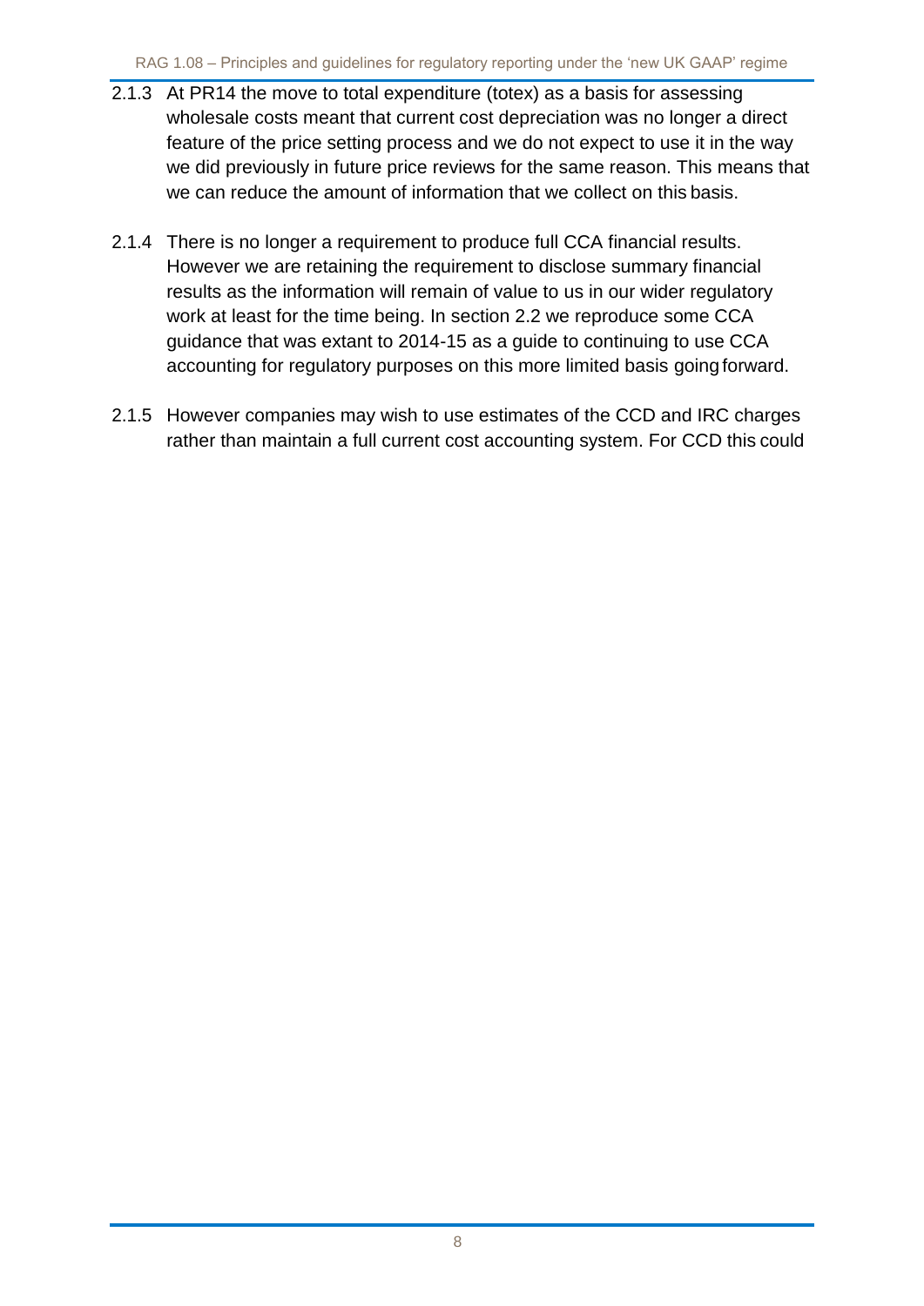2.1.3 At PR14 the move to total expenditure (totex) as a basis for assessing wholesale costs meant that current cost depreciation was no longer a direct feature of the price setting process and we do not expect to use it in the way we did previously in future price reviews for the same reason. This means that we can reduce the amount of information that we collect on this basis.

2.1.4 There is no longer a requirement to produce full CCA financial results. However we are retaining the requirement to disclose summary financial results as the information will remain of value to us in our wider regulatory work at least for the time being. In section 2.2 we reproduce some CCA guidance that was extant to 2014-15 as a guide to continuing to use CCA accounting for regulatory purposes on this more limited basis going forward.

2.1.5 However companies may wish to use estimates of the CCD and IRC charges rather than maintain a full current cost accounting system. For CCD this could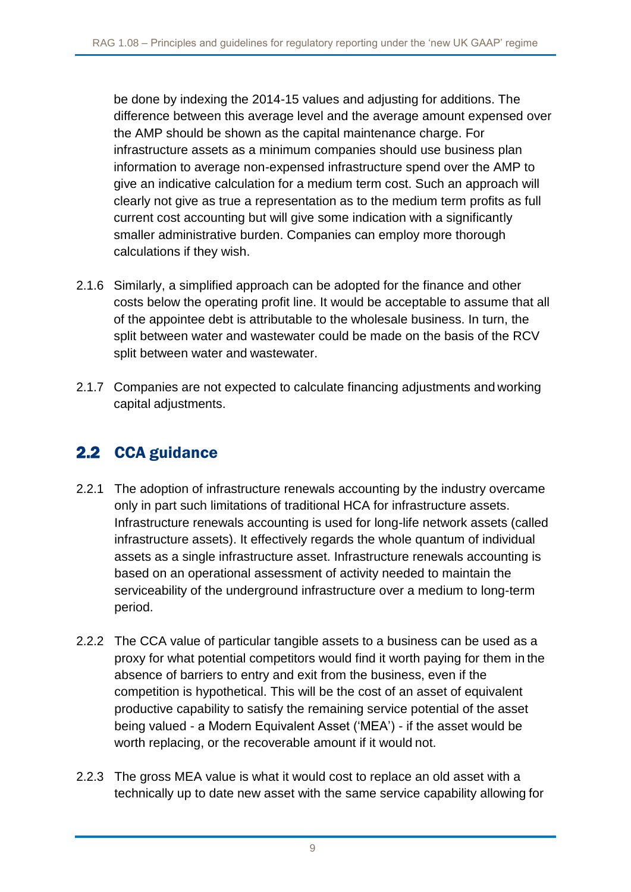be done by indexing the 2014-15 values and adjusting for additions. The difference between this average level and the average amount expensed over the AMP should be shown as the capital maintenance charge. For infrastructure assets as a minimum companies should use business plan information to average non-expensed infrastructure spend over the AMP to give an indicative calculation for a medium term cost. Such an approach will clearly not give as true a representation as to the medium term profits as full current cost accounting but will give some indication with a significantly smaller administrative burden. Companies can employ more thorough calculations if they wish.

2.1.6 Similarly, a simplified approach can be adopted for the finance and other costs below the operating profit line. It would be acceptable to assume that all of the appointee debt is attributable to the wholesale business. In turn, the split between water and wastewater could be made on the basis of the RCV split between water and wastewater.

2.1.7 Companies are not expected to calculate financing adjustments and working capital adjustments.

## 2.2 CCA guidance

2.2.1 The adoption of infrastructure renewals accounting by the industry overcame only in part such limitations of traditional HCA for infrastructure assets. Infrastructure renewals accounting is used for long-life network assets (called infrastructure assets). It effectively regards the whole quantum of individual assets as a single infrastructure asset. Infrastructure renewals accounting is based on an operational assessment of activity needed to maintain the serviceability of the underground infrastructure over a medium to long-term period.

2.2.2 The CCA value of particular tangible assets to a business can be used as a proxy for what potential competitors would find it worth paying for them in the absence of barriers to entry and exit from the business, even if the competition is hypothetical. This will be the cost of an asset of equivalent productive capability to satisfy the remaining service potential of the asset being valued - a Modern Equivalent Asset ('MEA') - if the asset would be worth replacing, or the recoverable amount if it would not.

2.2.3 The gross MEA value is what it would cost to replace an old asset with a technically up to date new asset with the same service capability allowing for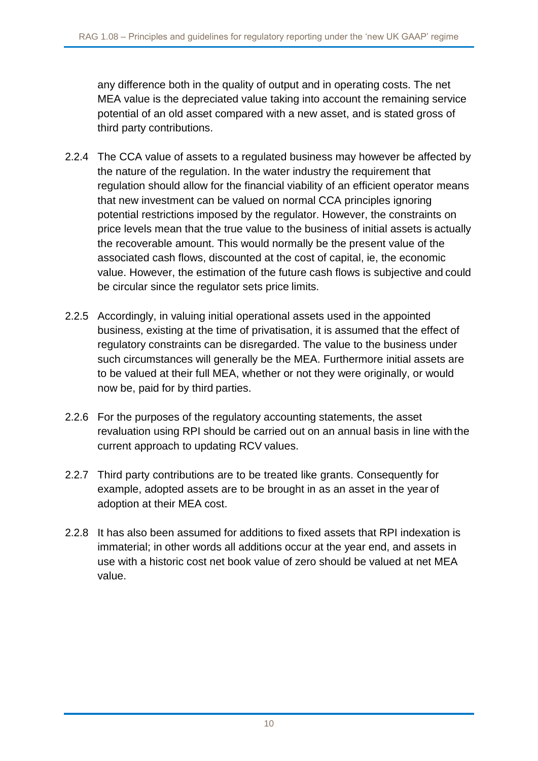any difference both in the quality of output and in operating costs. The net MEA value is the depreciated value taking into account the remaining service potential of an old asset compared with a new asset, and is stated gross of third party contributions.

2.2.4 The CCA value of assets to a regulated business may however be affected by the nature of the regulation. In the water industry the requirement that regulation should allow for the financial viability of an efficient operator means that new investment can be valued on normal CCA principles ignoring potential restrictions imposed by the regulator. However, the constraints on price levels mean that the true value to the business of initial assets is actually the recoverable amount. This would normally be the present value of the associated cash flows, discounted at the cost of capital, ie, the economic value. However, the estimation of the future cash flows is subjective and could be circular since the regulator sets price limits.

2.2.5 Accordingly, in valuing initial operational assets used in the appointed business, existing at the time of privatisation, it is assumed that the effect of regulatory constraints can be disregarded. The value to the business under such circumstances will generally be the MEA. Furthermore initial assets are to be valued at their full MEA, whether or not they were originally, or would now be, paid for by third parties.

2.2.6 For the purposes of the regulatory accounting statements, the asset revaluation using RPI should be carried out on an annual basis in line with the current approach to updating RCV values.

2.2.7 Third party contributions are to be treated like grants. Consequently for example, adopted assets are to be brought in as an asset in the year of adoption at their MEA cost.

2.2.8 It has also been assumed for additions to fixed assets that RPI indexation is immaterial; in other words all additions occur at the year end, and assets in use with a historic cost net book value of zero should be valued at net MEA value.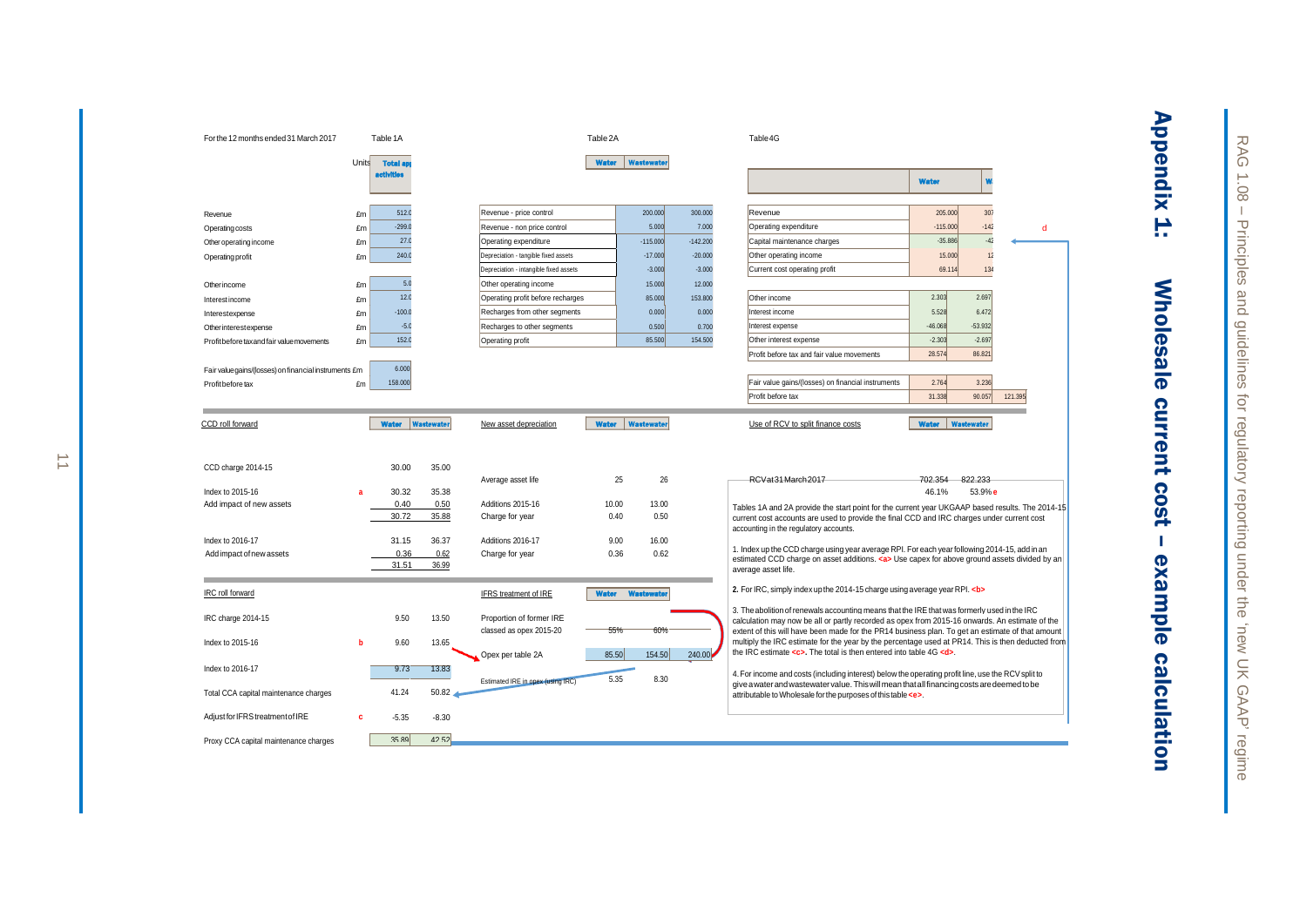# Appendix 1: Wholesale current cost – example calculation

For the 12 months ended 31 March 2017

**Table 1A**

| | Units | Total appointed activities |
|---|---|---|
| Revenue | £m | 512.0 |
| Operating costs | £m | -299.0 |
| Other operating income | £m | 27.0 |
| Operating profit | £m | 240.0 |
| Other income | £m | 5.0 |
| Interest income | £m | 12.0 |
| Interest expense | £m | -100.0 |
| Other interest expense | £m | -5.0 |
| Profit before tax and fair value movements | £m | 152.0 |
| Fair value gains/(losses) on financial instruments | £m | 6.000 |
| Profit before tax | £m | 158.000 |

**Table 2A**

| | Water | Wastewater |
|---|---|---|
| Revenue - price control | 200.000 | 300.000 |
| Revenue - non price control | 5.000 | 7.000 |
| Operating expenditure | -115.000 | -142.200 |
| Depreciation - tangible fixed assets | -17.000 | -20.000 |
| Depreciation - intangible fixed assets | -3.000 | -3.000 |
| Other operating income | 15.000 | 12.000 |
| Operating profit before recharges | 85.000 | 153.800 |
| Recharges from other segments | 0.000 | 0.000 |
| Recharges to other segments | 0.500 | 0.700 |
| Operating profit | 85.500 | 154.500 |

**Table 4G**

| | Water | Wastewater | |
|---|---|---|---|
| Revenue | 205.000 | 307 | |
| Operating expenditure | -115.000 | -142 | |
| Capital maintenance charges | -35.886 | -42 | |
| Other operating income | 15.000 | 12 | |
| Current cost operating profit | 69.114 | 134 | |
| Other income | 2.303 | 2.697 | |
| Interest income | 5.528 | 6.472 | |
| Interest expense | -46.068 | -53.932 | |
| Other interest expense | -2.303 | -2.697 | |
| Profit before tax and fair value movements | 28.574 | 86.821 | |
| Fair value gains/(losses) on financial instruments | 2.764 | 3.236 | |
| Profit before tax | 31.338 | 90.057 | 121.395 |

d

**CCD roll forward**

| | | Water | Wastewater |
|---|---|---|---|
| CCD charge 2014-15 | | 30.00 | 35.00 |
| Index to 2015-16 | a | 30.32 | 35.38 |
| Add impact of new assets | | 0.40 | 0.50 |
| | | 30.72 | 35.88 |
| Index to 2016-17 | | 31.15 | 36.37 |
| Add impact of new assets | | 0.36 | 0.62 |
| | | 31.51 | 36.99 |

**New asset depreciation**

| | Water | Wastewater |
|---|---|---|
| Average asset life | 25 | 26 |
| Additions 2015-16 | 10.00 | 13.00 |
| Charge for year | 0.40 | 0.50 |
| Additions 2016-17 | 9.00 | 16.00 |
| Charge for year | 0.36 | 0.62 |

**Use of RCV to split finance costs**

| | Water | Wastewater |
|---|---|---|
| RCV at 31 March 2017 | 702.354 | 822.233 |
| | 46.1% | 53.9% e |

**IRC roll forward**

| | | Water | Wastewater |
|---|---|---|---|
| IRC charge 2014-15 | | 9.50 | 13.50 |
| Index to 2015-16 | b | 9.60 | 13.65 |
| Index to 2016-17 | | 9.73 | 13.83 |
| Total CCA capital maintenance charges | | 41.24 | 50.82 |
| Adjust for IFRS treatment of IRE | c | -5.35 | -8.30 |
| Proxy CCA capital maintenance charges | | 35.89 | 42.52 |

**IFRS treatment of IRE**

| | Water | Wastewater | |
|---|---|---|---|
| Proportion of former IRE classed as opex 2015-20 | 55% | 60% | |
| Opex per table 2A | 85.50 | 154.50 | 240.00 |
| Estimated IRE in opex (using IRC) | 5.35 | 8.30 | |

Tables 1A and 2A provide the start point for the current year UKGAAP based results. The 2014-15 current cost accounts are used to provide the final CCD and IRC charges under current cost accounting in the regulatory accounts.

1. Index up the CCD charge using year average RPI. For each year following 2014-15, add in an estimated CCD charge on asset additions. <a> Use capex for above ground assets divided by an average asset life.

2. For IRC, simply index up the 2014-15 charge using average year RPI. <b>

3. The abolition of renewals accounting means that the IRE that was formerly used in the IRC calculation may now be all or partly recorded as opex from 2015-16 onwards. An estimate of the extent of this will have been made for the PR14 business plan. To get an estimate of that amount multiply the IRC estimate for the year by the percentage used at PR14. This is then deducted from the IRC estimate <c>. The total is then entered into table 4G <d>.

4. For income and costs (including interest) below the operating profit line, use the RCV split to give a water and wastewater value. This will mean that all financing costs are deemed to be attributable to Wholesale for the purposes of this table <e>.